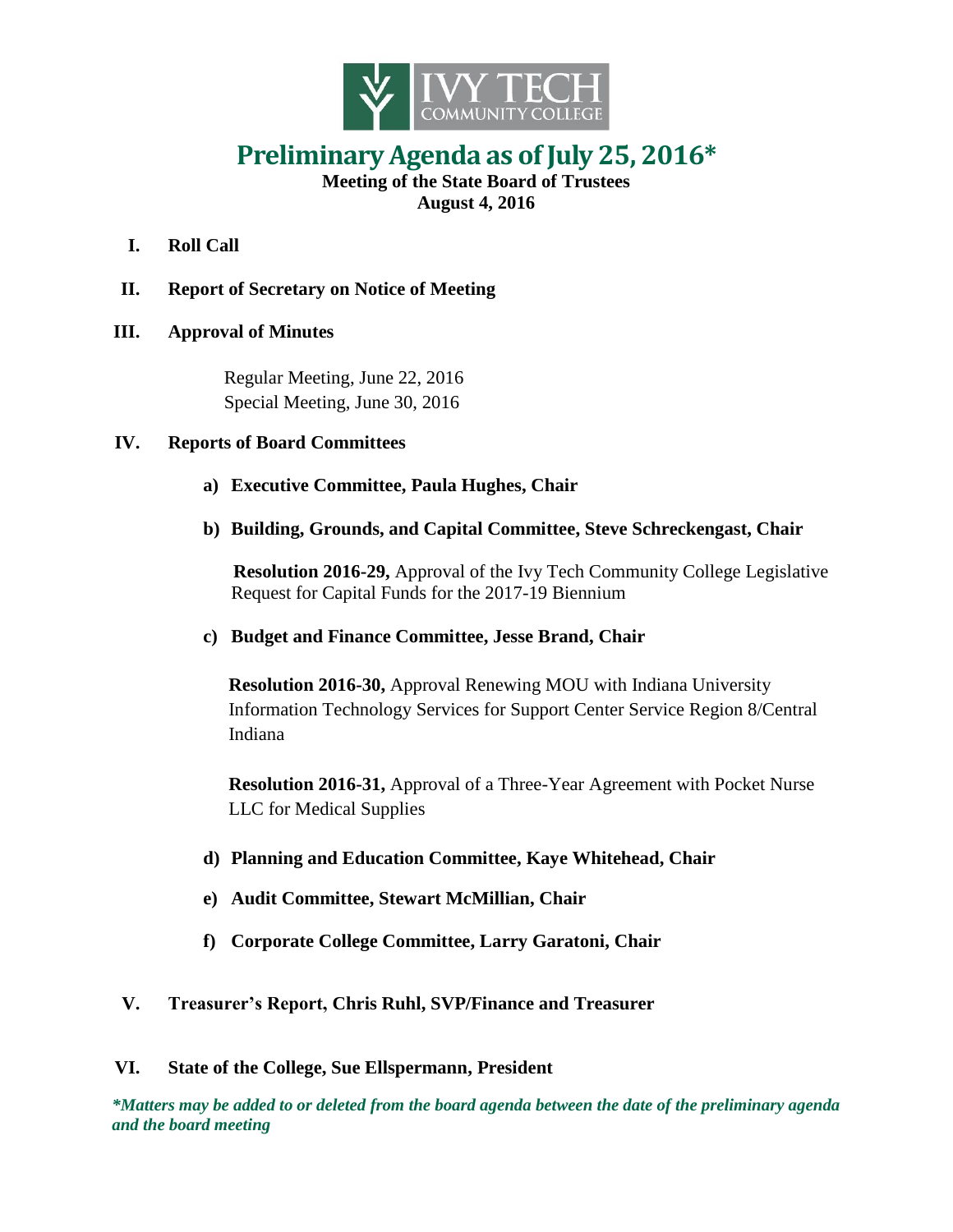# Preliminary Agenda as of July 25, 2016*

**Meeting of the State Board of Trustees**
**August 4, 2016**

**I. Roll Call**

**II. Report of Secretary on Notice of Meeting**

**III. Approval of Minutes**

Regular Meeting, June 22, 2016
Special Meeting, June 30, 2016

**IV. Reports of Board Committees**

**a) Executive Committee, Paula Hughes, Chair**

**b) Building, Grounds, and Capital Committee, Steve Schreckengast, Chair**

**Resolution 2016-29,** Approval of the Ivy Tech Community College Legislative Request for Capital Funds for the 2017-19 Biennium

**c) Budget and Finance Committee, Jesse Brand, Chair**

**Resolution 2016-30,** Approval Renewing MOU with Indiana University Information Technology Services for Support Center Service Region 8/Central Indiana

**Resolution 2016-31,** Approval of a Three-Year Agreement with Pocket Nurse LLC for Medical Supplies

**d) Planning and Education Committee, Kaye Whitehead, Chair**

**e) Audit Committee, Stewart McMillian, Chair**

**f) Corporate College Committee, Larry Garatoni, Chair**

**V. Treasurer's Report, Chris Ruhl, SVP/Finance and Treasurer**

**VI. State of the College, Sue Ellspermann, President**

***Matters may be added to or deleted from the board agenda between the date of the preliminary agenda and the board meeting***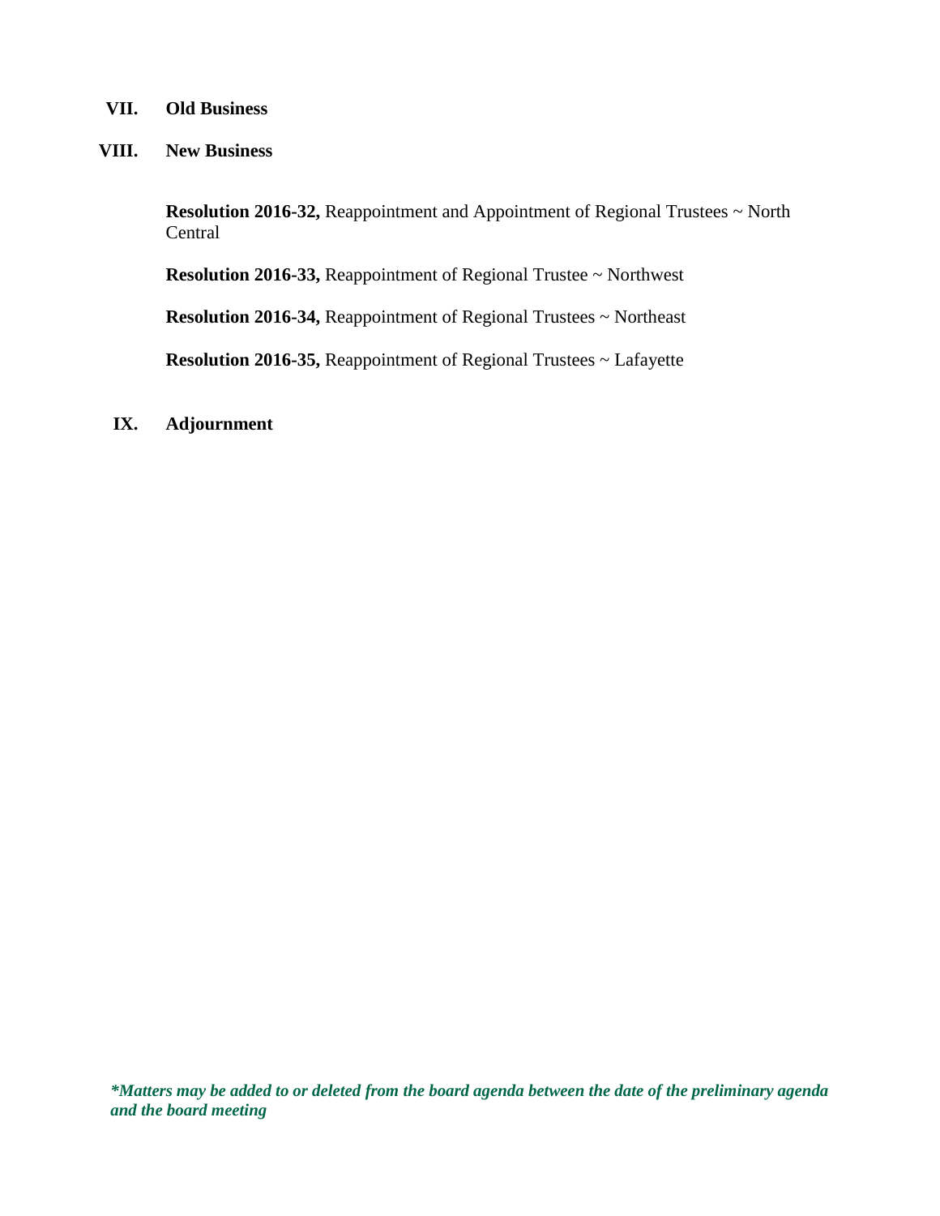**VII. Old Business**

**VIII. New Business**

**Resolution 2016-32,** Reappointment and Appointment of Regional Trustees ~ North Central

**Resolution 2016-33,** Reappointment of Regional Trustee ~ Northwest

**Resolution 2016-34,** Reappointment of Regional Trustees ~ Northeast

**Resolution 2016-35,** Reappointment of Regional Trustees ~ Lafayette

**IX. Adjournment**

***Matters may be added to or deleted from the board agenda between the date of the preliminary agenda and the board meeting***